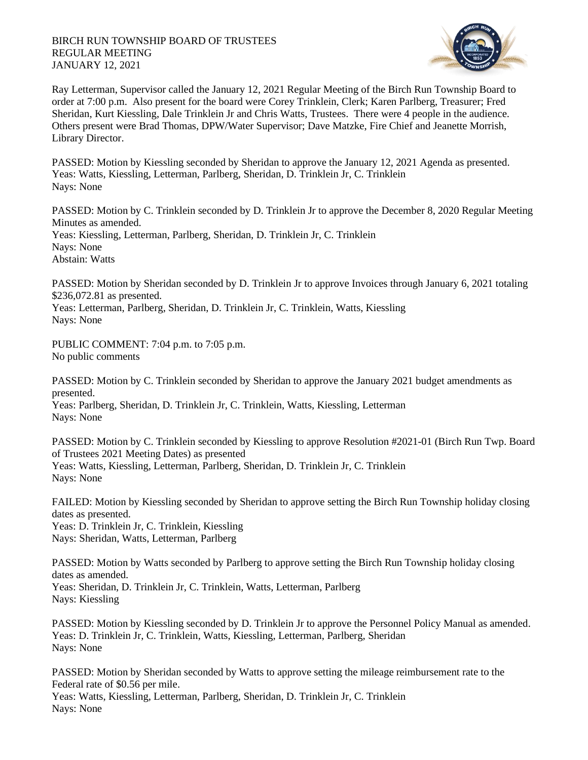BIRCH RUN TOWNSHIP BOARD OF TRUSTEES
REGULAR MEETING
JANUARY 12, 2021

Ray Letterman, Supervisor called the January 12, 2021 Regular Meeting of the Birch Run Township Board to order at 7:00 p.m. Also present for the board were Corey Trinklein, Clerk; Karen Parlberg, Treasurer; Fred Sheridan, Kurt Kiessling, Dale Trinklein Jr and Chris Watts, Trustees. There were 4 people in the audience. Others present were Brad Thomas, DPW/Water Supervisor; Dave Matzke, Fire Chief and Jeanette Morrish, Library Director.

PASSED: Motion by Kiessling seconded by Sheridan to approve the January 12, 2021 Agenda as presented.
Yeas: Watts, Kiessling, Letterman, Parlberg, Sheridan, D. Trinklein Jr, C. Trinklein
Nays: None

PASSED: Motion by C. Trinklein seconded by D. Trinklein Jr to approve the December 8, 2020 Regular Meeting Minutes as amended.
Yeas: Kiessling, Letterman, Parlberg, Sheridan, D. Trinklein Jr, C. Trinklein
Nays: None
Abstain: Watts

PASSED: Motion by Sheridan seconded by D. Trinklein Jr to approve Invoices through January 6, 2021 totaling $236,072.81 as presented.
Yeas: Letterman, Parlberg, Sheridan, D. Trinklein Jr, C. Trinklein, Watts, Kiessling
Nays: None

PUBLIC COMMENT: 7:04 p.m. to 7:05 p.m.
No public comments

PASSED: Motion by C. Trinklein seconded by Sheridan to approve the January 2021 budget amendments as presented.
Yeas: Parlberg, Sheridan, D. Trinklein Jr, C. Trinklein, Watts, Kiessling, Letterman
Nays: None

PASSED: Motion by C. Trinklein seconded by Kiessling to approve Resolution #2021-01 (Birch Run Twp. Board of Trustees 2021 Meeting Dates) as presented
Yeas: Watts, Kiessling, Letterman, Parlberg, Sheridan, D. Trinklein Jr, C. Trinklein
Nays: None

FAILED: Motion by Kiessling seconded by Sheridan to approve setting the Birch Run Township holiday closing dates as presented.
Yeas: D. Trinklein Jr, C. Trinklein, Kiessling
Nays: Sheridan, Watts, Letterman, Parlberg

PASSED: Motion by Watts seconded by Parlberg to approve setting the Birch Run Township holiday closing dates as amended.
Yeas: Sheridan, D. Trinklein Jr, C. Trinklein, Watts, Letterman, Parlberg
Nays: Kiessling

PASSED: Motion by Kiessling seconded by D. Trinklein Jr to approve the Personnel Policy Manual as amended.
Yeas: D. Trinklein Jr, C. Trinklein, Watts, Kiessling, Letterman, Parlberg, Sheridan
Nays: None

PASSED: Motion by Sheridan seconded by Watts to approve setting the mileage reimbursement rate to the Federal rate of $0.56 per mile.
Yeas: Watts, Kiessling, Letterman, Parlberg, Sheridan, D. Trinklein Jr, C. Trinklein
Nays: None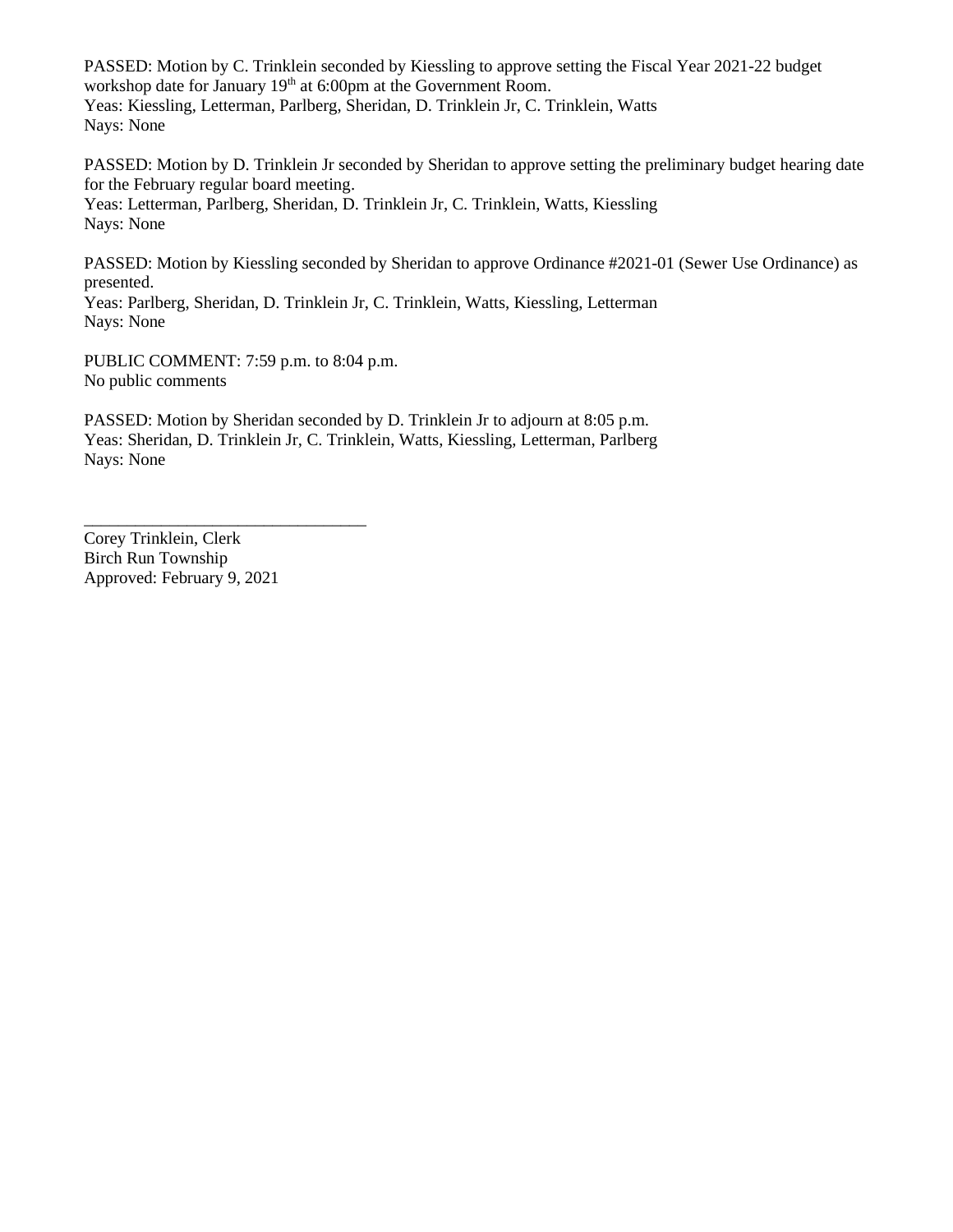PASSED: Motion by C. Trinklein seconded by Kiessling to approve setting the Fiscal Year 2021-22 budget workshop date for January 19th at 6:00pm at the Government Room.
Yeas: Kiessling, Letterman, Parlberg, Sheridan, D. Trinklein Jr, C. Trinklein, Watts
Nays: None

PASSED: Motion by D. Trinklein Jr seconded by Sheridan to approve setting the preliminary budget hearing date for the February regular board meeting.
Yeas: Letterman, Parlberg, Sheridan, D. Trinklein Jr, C. Trinklein, Watts, Kiessling
Nays: None

PASSED: Motion by Kiessling seconded by Sheridan to approve Ordinance #2021-01 (Sewer Use Ordinance) as presented.
Yeas: Parlberg, Sheridan, D. Trinklein Jr, C. Trinklein, Watts, Kiessling, Letterman
Nays: None

PUBLIC COMMENT: 7:59 p.m. to 8:04 p.m.
No public comments

PASSED: Motion by Sheridan seconded by D. Trinklein Jr to adjourn at 8:05 p.m.
Yeas: Sheridan, D. Trinklein Jr, C. Trinklein, Watts, Kiessling, Letterman, Parlberg
Nays: None

_________________________________
Corey Trinklein, Clerk
Birch Run Township
Approved: February 9, 2021